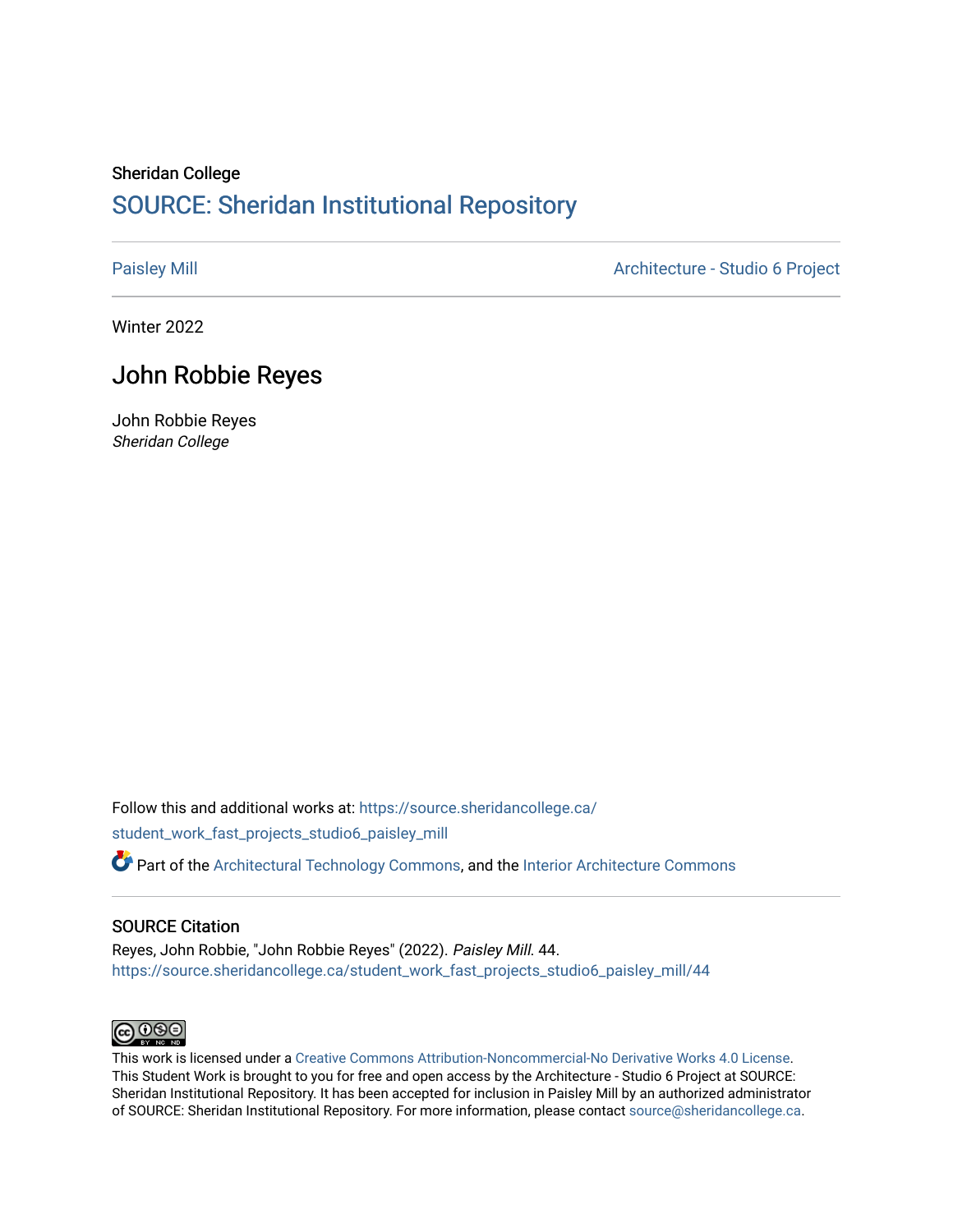Sheridan College

## SOURCE: Sheridan Institutional Repository

Paisley Mill | Architecture - Studio 6 Project

Winter 2022

# John Robbie Reyes

John Robbie Reyes
*Sheridan College*

Follow this and additional works at: https://source.sheridancollege.ca/student_work_fast_projects_studio6_paisley_mill

Part of the Architectural Technology Commons, and the Interior Architecture Commons

### SOURCE Citation

Reyes, John Robbie, "John Robbie Reyes" (2022). *Paisley Mill*. 44.
https://source.sheridancollege.ca/student_work_fast_projects_studio6_paisley_mill/44

This work is licensed under a Creative Commons Attribution-Noncommercial-No Derivative Works 4.0 License.
This Student Work is brought to you for free and open access by the Architecture - Studio 6 Project at SOURCE: Sheridan Institutional Repository. It has been accepted for inclusion in Paisley Mill by an authorized administrator of SOURCE: Sheridan Institutional Repository. For more information, please contact source@sheridancollege.ca.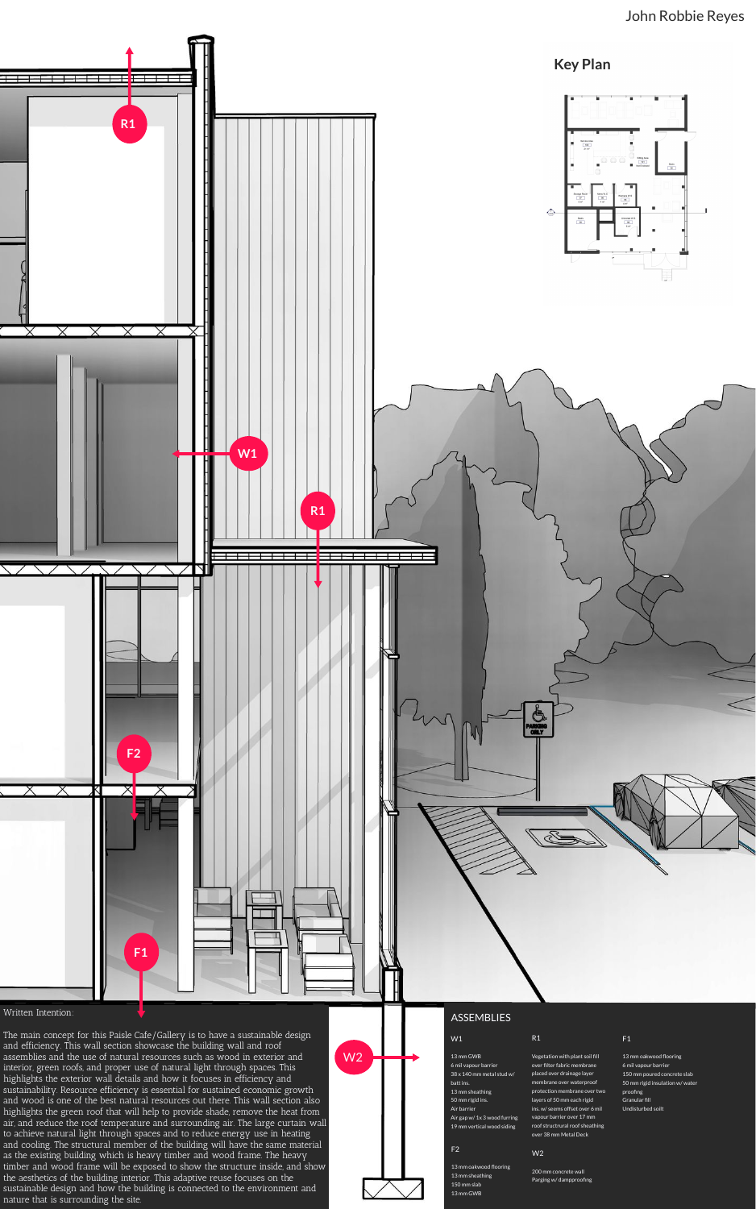John Robbie Reyes

## Key Plan

R1

W1

R1

F2

F1

W2

Written Intention:

The main concept for this Paisle Cafe/Gallery is to have a sustainable design and efficiency. This wall section showcase the building wall and roof assemblies and the use of natural resources such as wood in exterior and interior, green roofs, and proper use of natural light through spaces. This highlights the exterior wall details and how it focuses in efficiency and sustainability. Resource efficiency is essential for sustained economic growth and wood is one of the best natural resources out there. This wall section also highlights the green roof that will help to provide shade, remove the heat from air, and reduce the roof temperature and surrounding air. The large curtain wall to achieve natural light through spaces and to reduce energy use in heating and cooling. The structural member of the building will have the same material as the existing building which is heavy timber and wood frame. The heavy timber and wood frame will be exposed to show the structure inside, and show the aesthetics of the building interior. This adaptive reuse focuses on the sustainable design and how the building is connected to the environment and nature that is surrounding the site.

## ASSEMBLIES

**W1**

13 mm GWB
6 mil vapour barrier
38 x 140 mm metal stud w/ batt ins.
13 mm sheathing
50 mm rigid ins.
Air barrier
Air gap w/ 1x 3 wood furring
19 mm vertical wood siding

**R1**

Vegetation with plant soil fill over filter fabric membrane placed over drainage layer membrane over waterproof protection membrane over two layers of 50 mm each rigid ins. w/ seems offset over 6 mil vapour barrier over 17 mm roof structural roof sheathing over 38 mm Metal Deck

**F1**

13 mm oakwood flooring
6 mil vapour barrier
150 mm poured concrete slab
50 mm rigid insulation w/ water proofing
Granular fill
Undisturbed soilt

**F2**

13 mm oakwood flooring
13 mm sheathing
150 mm slab
13 mm GWB

**W2**

200 mm concrete wall
Parging w/ dampproofing